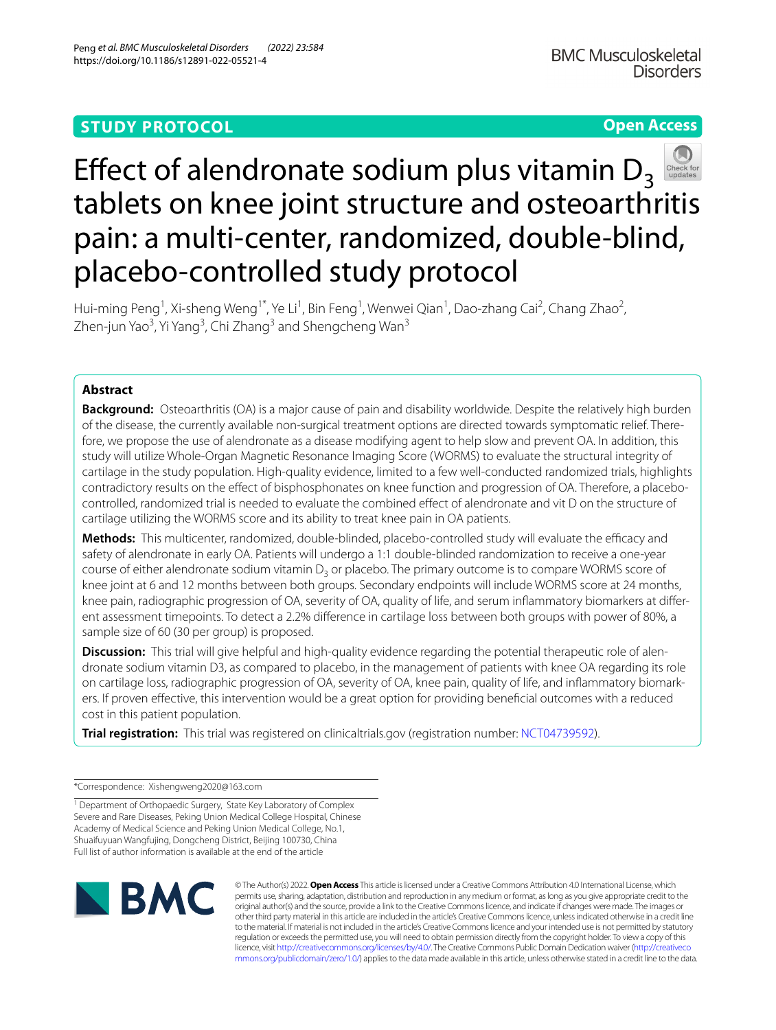STUDY PROTOCOL

Open Access

# Effect of alendronate sodium plus vitamin $D_3$ tablets on knee joint structure and osteoarthritis pain: a multi-center, randomized, double-blind, placebo-controlled study protocol

Hui-ming Peng[1], Xi-sheng Weng[1*], Ye Li[1], Bin Feng[1], Wenwei Qian[1], Dao-zhang Cai[2], Chang Zhao[2], Zhen-jun Yao[3], Yi Yang[3], Chi Zhang[3] and Shengcheng Wan[3]

## Abstract

**Background:** Osteoarthritis (OA) is a major cause of pain and disability worldwide. Despite the relatively high burden of the disease, the currently available non-surgical treatment options are directed towards symptomatic relief. Therefore, we propose the use of alendronate as a disease modifying agent to help slow and prevent OA. In addition, this study will utilize Whole-Organ Magnetic Resonance Imaging Score (WORMS) to evaluate the structural integrity of cartilage in the study population. High-quality evidence, limited to a few well-conducted randomized trials, highlights contradictory results on the effect of bisphosphonates on knee function and progression of OA. Therefore, a placebo-controlled, randomized trial is needed to evaluate the combined effect of alendronate and vit D on the structure of cartilage utilizing the WORMS score and its ability to treat knee pain in OA patients.

**Methods:** This multicenter, randomized, double-blinded, placebo-controlled study will evaluate the efficacy and safety of alendronate in early OA. Patients will undergo a 1:1 double-blinded randomization to receive a one-year course of either alendronate sodium vitamin $D_3$ or placebo. The primary outcome is to compare WORMS score of knee joint at 6 and 12 months between both groups. Secondary endpoints will include WORMS score at 24 months, knee pain, radiographic progression of OA, severity of OA, quality of life, and serum inflammatory biomarkers at different assessment timepoints. To detect a 2.2% difference in cartilage loss between both groups with power of 80%, a sample size of 60 (30 per group) is proposed.

**Discussion:** This trial will give helpful and high-quality evidence regarding the potential therapeutic role of alendronate sodium vitamin D3, as compared to placebo, in the management of patients with knee OA regarding its role on cartilage loss, radiographic progression of OA, severity of OA, knee pain, quality of life, and inflammatory biomarkers. If proven effective, this intervention would be a great option for providing beneficial outcomes with a reduced cost in this patient population.

**Trial registration:** This trial was registered on clinicaltrials.gov (registration number: NCT04739592).

*Correspondence: Xishengweng2020@163.com

[1] Department of Orthopaedic Surgery, State Key Laboratory of Complex Severe and Rare Diseases, Peking Union Medical College Hospital, Chinese Academy of Medical Science and Peking Union Medical College, No.1, Shuaifuyuan Wangfujing, Dongcheng District, Beijing 100730, China
Full list of author information is available at the end of the article

© The Author(s) 2022. **Open Access** This article is licensed under a Creative Commons Attribution 4.0 International License, which permits use, sharing, adaptation, distribution and reproduction in any medium or format, as long as you give appropriate credit to the original author(s) and the source, provide a link to the Creative Commons licence, and indicate if changes were made. The images or other third party material in this article are included in the article's Creative Commons licence, unless indicated otherwise in a credit line to the material. If material is not included in the article's Creative Commons licence and your intended use is not permitted by statutory regulation or exceeds the permitted use, you will need to obtain permission directly from the copyright holder. To view a copy of this licence, visit http://creativecommons.org/licenses/by/4.0/. The Creative Commons Public Domain Dedication waiver (http://creativecommons.org/publicdomain/zero/1.0/) applies to the data made available in this article, unless otherwise stated in a credit line to the data.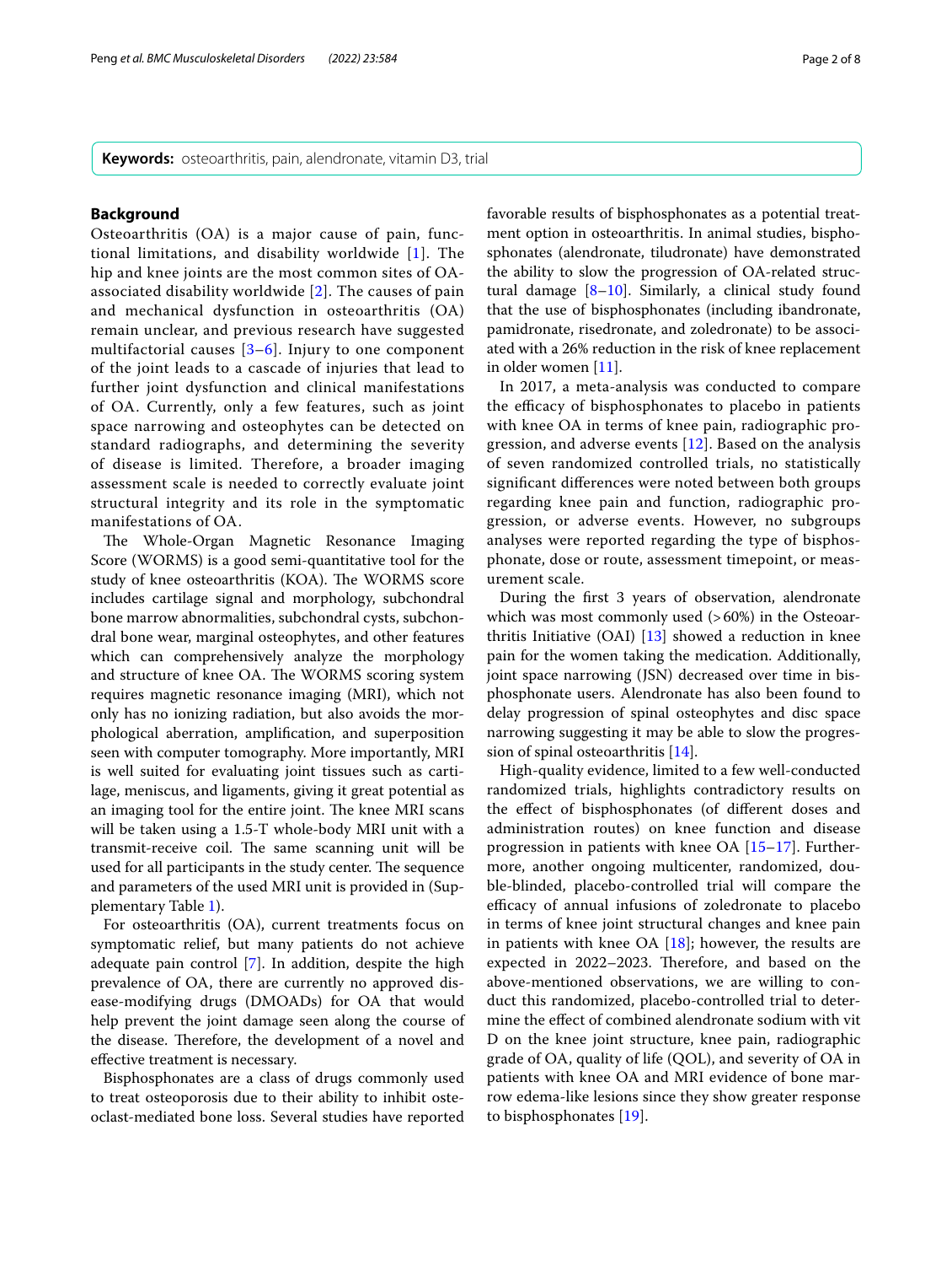**Keywords:** osteoarthritis, pain, alendronate, vitamin D3, trial

## Background

Osteoarthritis (OA) is a major cause of pain, functional limitations, and disability worldwide [1]. The hip and knee joints are the most common sites of OA-associated disability worldwide [2]. The causes of pain and mechanical dysfunction in osteoarthritis (OA) remain unclear, and previous research have suggested multifactorial causes [3–6]. Injury to one component of the joint leads to a cascade of injuries that lead to further joint dysfunction and clinical manifestations of OA. Currently, only a few features, such as joint space narrowing and osteophytes can be detected on standard radiographs, and determining the severity of disease is limited. Therefore, a broader imaging assessment scale is needed to correctly evaluate joint structural integrity and its role in the symptomatic manifestations of OA.

The Whole-Organ Magnetic Resonance Imaging Score (WORMS) is a good semi-quantitative tool for the study of knee osteoarthritis (KOA). The WORMS score includes cartilage signal and morphology, subchondral bone marrow abnormalities, subchondral cysts, subchondral bone wear, marginal osteophytes, and other features which can comprehensively analyze the morphology and structure of knee OA. The WORMS scoring system requires magnetic resonance imaging (MRI), which not only has no ionizing radiation, but also avoids the morphological aberration, amplification, and superposition seen with computer tomography. More importantly, MRI is well suited for evaluating joint tissues such as cartilage, meniscus, and ligaments, giving it great potential as an imaging tool for the entire joint. The knee MRI scans will be taken using a 1.5-T whole-body MRI unit with a transmit-receive coil. The same scanning unit will be used for all participants in the study center. The sequence and parameters of the used MRI unit is provided in (Supplementary Table 1).

For osteoarthritis (OA), current treatments focus on symptomatic relief, but many patients do not achieve adequate pain control [7]. In addition, despite the high prevalence of OA, there are currently no approved disease-modifying drugs (DMOADs) for OA that would help prevent the joint damage seen along the course of the disease. Therefore, the development of a novel and effective treatment is necessary.

Bisphosphonates are a class of drugs commonly used to treat osteoporosis due to their ability to inhibit osteoclast-mediated bone loss. Several studies have reported favorable results of bisphosphonates as a potential treatment option in osteoarthritis. In animal studies, bisphosphonates (alendronate, tiludronate) have demonstrated the ability to slow the progression of OA-related structural damage [8–10]. Similarly, a clinical study found that the use of bisphosphonates (including ibandronate, pamidronate, risedronate, and zoledronate) to be associated with a 26% reduction in the risk of knee replacement in older women [11].

In 2017, a meta-analysis was conducted to compare the efficacy of bisphosphonates to placebo in patients with knee OA in terms of knee pain, radiographic progression, and adverse events [12]. Based on the analysis of seven randomized controlled trials, no statistically significant differences were noted between both groups regarding knee pain and function, radiographic progression, or adverse events. However, no subgroups analyses were reported regarding the type of bisphosphonate, dose or route, assessment timepoint, or measurement scale.

During the first 3 years of observation, alendronate which was most commonly used (>60%) in the Osteoarthritis Initiative (OAI) [13] showed a reduction in knee pain for the women taking the medication. Additionally, joint space narrowing (JSN) decreased over time in bisphosphonate users. Alendronate has also been found to delay progression of spinal osteophytes and disc space narrowing suggesting it may be able to slow the progression of spinal osteoarthritis [14].

High-quality evidence, limited to a few well-conducted randomized trials, highlights contradictory results on the effect of bisphosphonates (of different doses and administration routes) on knee function and disease progression in patients with knee OA [15–17]. Furthermore, another ongoing multicenter, randomized, double-blinded, placebo-controlled trial will compare the efficacy of annual infusions of zoledronate to placebo in terms of knee joint structural changes and knee pain in patients with knee OA [18]; however, the results are expected in 2022–2023. Therefore, and based on the above-mentioned observations, we are willing to conduct this randomized, placebo-controlled trial to determine the effect of combined alendronate sodium with vit D on the knee joint structure, knee pain, radiographic grade of OA, quality of life (QOL), and severity of OA in patients with knee OA and MRI evidence of bone marrow edema-like lesions since they show greater response to bisphosphonates [19].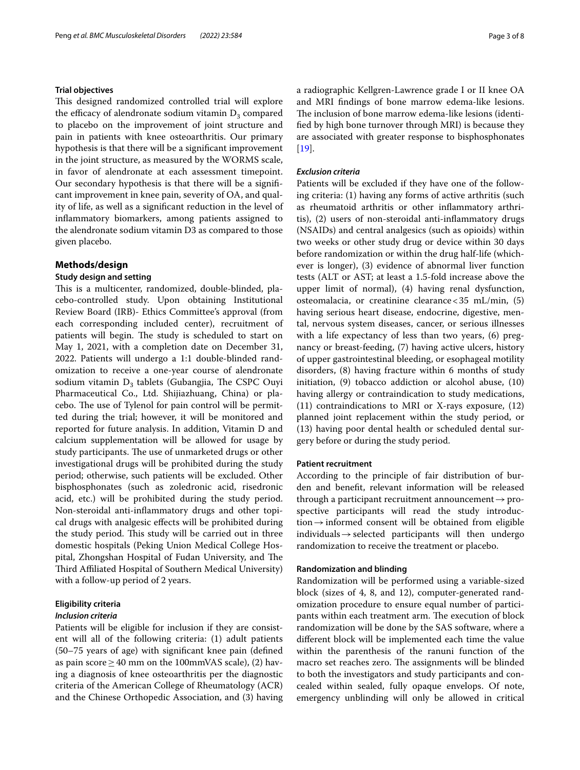### Trial objectives

This designed randomized controlled trial will explore the efficacy of alendronate sodium vitamin $D_3$ compared to placebo on the improvement of joint structure and pain in patients with knee osteoarthritis. Our primary hypothesis is that there will be a significant improvement in the joint structure, as measured by the WORMS scale, in favor of alendronate at each assessment timepoint. Our secondary hypothesis is that there will be a significant improvement in knee pain, severity of OA, and quality of life, as well as a significant reduction in the level of inflammatory biomarkers, among patients assigned to the alendronate sodium vitamin D3 as compared to those given placebo.

## Methods/design

### Study design and setting

This is a multicenter, randomized, double-blinded, placebo-controlled study. Upon obtaining Institutional Review Board (IRB)- Ethics Committee's approval (from each corresponding included center), recruitment of patients will begin. The study is scheduled to start on May 1, 2021, with a completion date on December 31, 2022. Patients will undergo a 1:1 double-blinded randomization to receive a one-year course of alendronate sodium vitamin $D_3$ tablets (Gubangjia, The CSPC Ouyi Pharmaceutical Co., Ltd. Shijiazhuang, China) or placebo. The use of Tylenol for pain control will be permitted during the trial; however, it will be monitored and reported for future analysis. In addition, Vitamin D and calcium supplementation will be allowed for usage by study participants. The use of unmarketed drugs or other investigational drugs will be prohibited during the study period; otherwise, such patients will be excluded. Other bisphosphonates (such as zoledronic acid, risedronic acid, etc.) will be prohibited during the study period. Non-steroidal anti-inflammatory drugs and other topical drugs with analgesic effects will be prohibited during the study period. This study will be carried out in three domestic hospitals (Peking Union Medical College Hospital, Zhongshan Hospital of Fudan University, and The Third Affiliated Hospital of Southern Medical University) with a follow-up period of 2 years.

### Eligibility criteria

#### *Inclusion criteria*

Patients will be eligible for inclusion if they are consistent will all of the following criteria: (1) adult patients (50–75 years of age) with significant knee pain (defined as pain score $\geq 40$ mm on the 100mmVAS scale), (2) having a diagnosis of knee osteoarthritis per the diagnostic criteria of the American College of Rheumatology (ACR) and the Chinese Orthopedic Association, and (3) having a radiographic Kellgren-Lawrence grade I or II knee OA and MRI findings of bone marrow edema-like lesions. The inclusion of bone marrow edema-like lesions (identified by high bone turnover through MRI) is because they are associated with greater response to bisphosphonates [19].

#### *Exclusion criteria*

Patients will be excluded if they have one of the following criteria: (1) having any forms of active arthritis (such as rheumatoid arthritis or other inflammatory arthritis), (2) users of non-steroidal anti-inflammatory drugs (NSAIDs) and central analgesics (such as opioids) within two weeks or other study drug or device within 30 days before randomization or within the drug half-life (whichever is longer), (3) evidence of abnormal liver function tests (ALT or AST; at least a 1.5-fold increase above the upper limit of normal), (4) having renal dysfunction, osteomalacia, or creatinine clearance < 35 mL/min, (5) having serious heart disease, endocrine, digestive, mental, nervous system diseases, cancer, or serious illnesses with a life expectancy of less than two years, (6) pregnancy or breast-feeding, (7) having active ulcers, history of upper gastrointestinal bleeding, or esophageal motility disorders, (8) having fracture within 6 months of study initiation, (9) tobacco addiction or alcohol abuse, (10) having allergy or contraindication to study medications, (11) contraindications to MRI or X-rays exposure, (12) planned joint replacement within the study period, or (13) having poor dental health or scheduled dental surgery before or during the study period.

### Patient recruitment

According to the principle of fair distribution of burden and benefit, relevant information will be released through a participant recruitment announcement → prospective participants will read the study introduction → informed consent will be obtained from eligible individuals → selected participants will then undergo randomization to receive the treatment or placebo.

### Randomization and blinding

Randomization will be performed using a variable-sized block (sizes of 4, 8, and 12), computer-generated randomization procedure to ensure equal number of participants within each treatment arm. The execution of block randomization will be done by the SAS software, where a different block will be implemented each time the value within the parenthesis of the ranuni function of the macro set reaches zero. The assignments will be blinded to both the investigators and study participants and concealed within sealed, fully opaque envelops. Of note, emergency unblinding will only be allowed in critical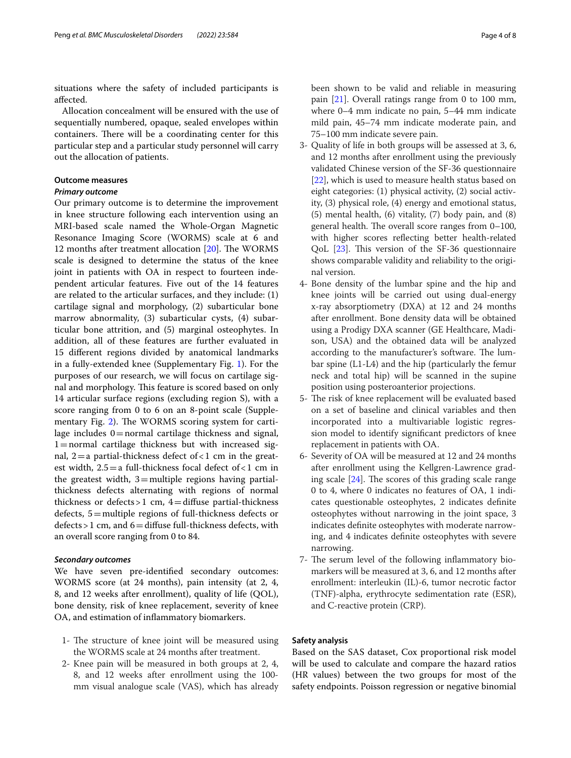situations where the safety of included participants is affected.

Allocation concealment will be ensured with the use of sequentially numbered, opaque, sealed envelopes within containers. There will be a coordinating center for this particular step and a particular study personnel will carry out the allocation of patients.

### Outcome measures

#### *Primary outcome*

Our primary outcome is to determine the improvement in knee structure following each intervention using an MRI-based scale named the Whole-Organ Magnetic Resonance Imaging Score (WORMS) scale at 6 and 12 months after treatment allocation [20]. The WORMS scale is designed to determine the status of the knee joint in patients with OA in respect to fourteen independent articular features. Five out of the 14 features are related to the articular surfaces, and they include: (1) cartilage signal and morphology, (2) subarticular bone marrow abnormality, (3) subarticular cysts, (4) subarticular bone attrition, and (5) marginal osteophytes. In addition, all of these features are further evaluated in 15 different regions divided by anatomical landmarks in a fully-extended knee (Supplementary Fig. 1). For the purposes of our research, we will focus on cartilage signal and morphology. This feature is scored based on only 14 articular surface regions (excluding region S), with a score ranging from 0 to 6 on an 8-point scale (Supplementary Fig. 2). The WORMS scoring system for cartilage includes 0 = normal cartilage thickness and signal, 1 = normal cartilage thickness but with increased signal, 2 = a partial-thickness defect of < 1 cm in the greatest width, 2.5 = a full-thickness focal defect of < 1 cm in the greatest width, 3 = multiple regions having partial-thickness defects alternating with regions of normal thickness or defects > 1 cm, 4 = diffuse partial-thickness defects, 5 = multiple regions of full-thickness defects or defects > 1 cm, and 6 = diffuse full-thickness defects, with an overall score ranging from 0 to 84.

#### *Secondary outcomes*

We have seven pre-identified secondary outcomes: WORMS score (at 24 months), pain intensity (at 2, 4, 8, and 12 weeks after enrollment), quality of life (QOL), bone density, risk of knee replacement, severity of knee OA, and estimation of inflammatory biomarkers.

1- The structure of knee joint will be measured using the WORMS scale at 24 months after treatment.
2- Knee pain will be measured in both groups at 2, 4, 8, and 12 weeks after enrollment using the 100-mm visual analogue scale (VAS), which has already been shown to be valid and reliable in measuring pain [21]. Overall ratings range from 0 to 100 mm, where 0–4 mm indicate no pain, 5–44 mm indicate mild pain, 45–74 mm indicate moderate pain, and 75–100 mm indicate severe pain.
3- Quality of life in both groups will be assessed at 3, 6, and 12 months after enrollment using the previously validated Chinese version of the SF-36 questionnaire [22], which is used to measure health status based on eight categories: (1) physical activity, (2) social activity, (3) physical role, (4) energy and emotional status, (5) mental health, (6) vitality, (7) body pain, and (8) general health. The overall score ranges from 0–100, with higher scores reflecting better health-related QoL [23]. This version of the SF-36 questionnaire shows comparable validity and reliability to the original version.
4- Bone density of the lumbar spine and the hip and knee joints will be carried out using dual-energy x-ray absorptiometry (DXA) at 12 and 24 months after enrollment. Bone density data will be obtained using a Prodigy DXA scanner (GE Healthcare, Madison, USA) and the obtained data will be analyzed according to the manufacturer's software. The lumbar spine (L1-L4) and the hip (particularly the femur neck and total hip) will be scanned in the supine position using posteroanterior projections.
5- The risk of knee replacement will be evaluated based on a set of baseline and clinical variables and then incorporated into a multivariable logistic regression model to identify significant predictors of knee replacement in patients with OA.
6- Severity of OA will be measured at 12 and 24 months after enrollment using the Kellgren-Lawrence grading scale [24]. The scores of this grading scale range 0 to 4, where 0 indicates no features of OA, 1 indicates questionable osteophytes, 2 indicates definite osteophytes without narrowing in the joint space, 3 indicates definite osteophytes with moderate narrowing, and 4 indicates definite osteophytes with severe narrowing.
7- The serum level of the following inflammatory biomarkers will be measured at 3, 6, and 12 months after enrollment: interleukin (IL)-6, tumor necrotic factor (TNF)-alpha, erythrocyte sedimentation rate (ESR), and C-reactive protein (CRP).

### Safety analysis

Based on the SAS dataset, Cox proportional risk model will be used to calculate and compare the hazard ratios (HR values) between the two groups for most of the safety endpoints. Poisson regression or negative binomial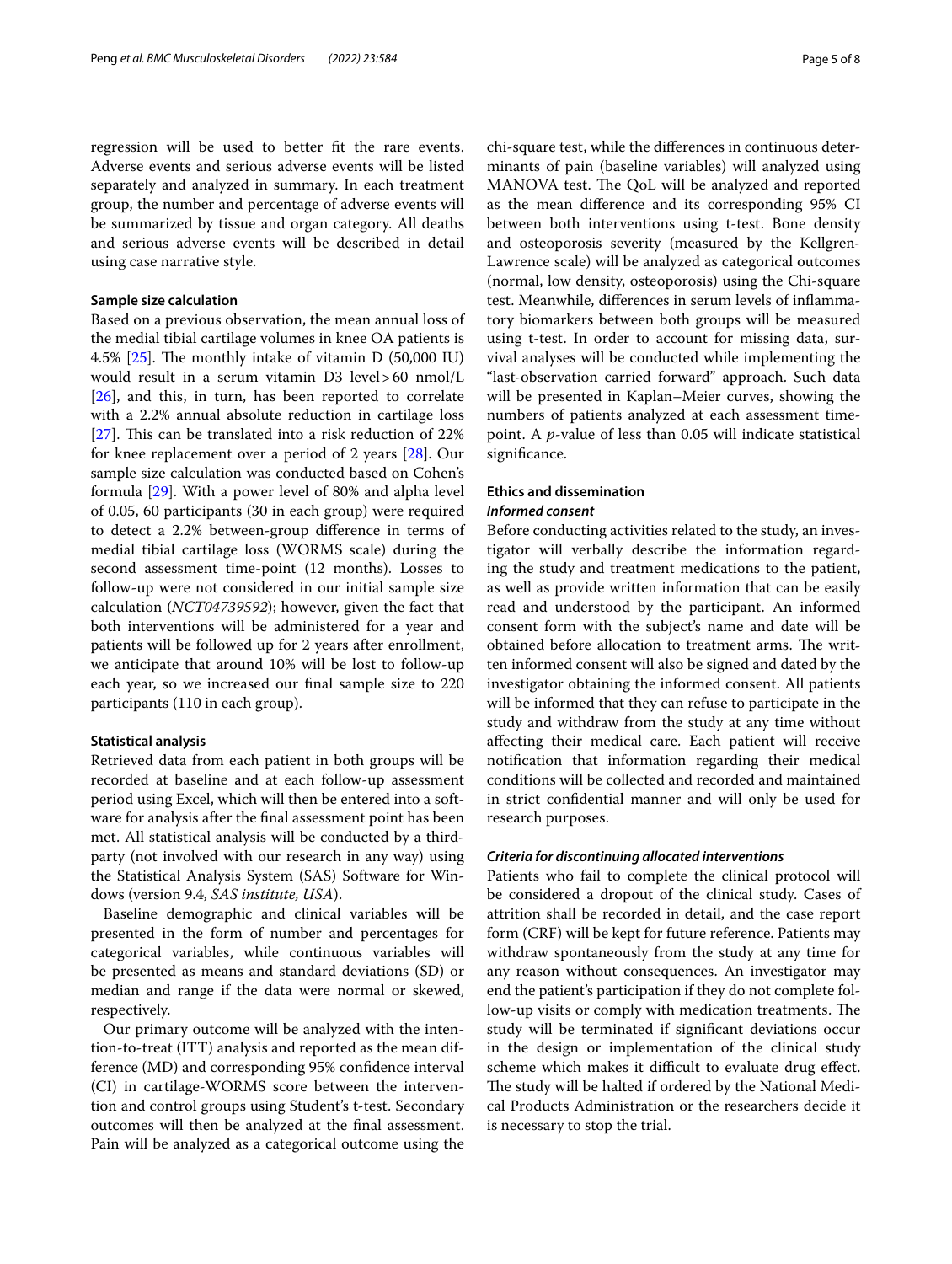regression will be used to better fit the rare events. Adverse events and serious adverse events will be listed separately and analyzed in summary. In each treatment group, the number and percentage of adverse events will be summarized by tissue and organ category. All deaths and serious adverse events will be described in detail using case narrative style.

### Sample size calculation

Based on a previous observation, the mean annual loss of the medial tibial cartilage volumes in knee OA patients is 4.5% [25]. The monthly intake of vitamin D (50,000 IU) would result in a serum vitamin D3 level > 60 nmol/L [26], and this, in turn, has been reported to correlate with a 2.2% annual absolute reduction in cartilage loss [27]. This can be translated into a risk reduction of 22% for knee replacement over a period of 2 years [28]. Our sample size calculation was conducted based on Cohen's formula [29]. With a power level of 80% and alpha level of 0.05, 60 participants (30 in each group) were required to detect a 2.2% between-group difference in terms of medial tibial cartilage loss (WORMS scale) during the second assessment time-point (12 months). Losses to follow-up were not considered in our initial sample size calculation (*NCT04739592*); however, given the fact that both interventions will be administered for a year and patients will be followed up for 2 years after enrollment, we anticipate that around 10% will be lost to follow-up each year, so we increased our final sample size to 220 participants (110 in each group).

### Statistical analysis

Retrieved data from each patient in both groups will be recorded at baseline and at each follow-up assessment period using Excel, which will then be entered into a software for analysis after the final assessment point has been met. All statistical analysis will be conducted by a third-party (not involved with our research in any way) using the Statistical Analysis System (SAS) Software for Windows (version 9.4, *SAS institute, USA*).

Baseline demographic and clinical variables will be presented in the form of number and percentages for categorical variables, while continuous variables will be presented as means and standard deviations (SD) or median and range if the data were normal or skewed, respectively.

Our primary outcome will be analyzed with the intention-to-treat (ITT) analysis and reported as the mean difference (MD) and corresponding 95% confidence interval (CI) in cartilage-WORMS score between the intervention and control groups using Student's t-test. Secondary outcomes will then be analyzed at the final assessment. Pain will be analyzed as a categorical outcome using the chi-square test, while the differences in continuous determinants of pain (baseline variables) will analyzed using MANOVA test. The QoL will be analyzed and reported as the mean difference and its corresponding 95% CI between both interventions using t-test. Bone density and osteoporosis severity (measured by the Kellgren-Lawrence scale) will be analyzed as categorical outcomes (normal, low density, osteoporosis) using the Chi-square test. Meanwhile, differences in serum levels of inflammatory biomarkers between both groups will be measured using t-test. In order to account for missing data, survival analyses will be conducted while implementing the "last-observation carried forward" approach. Such data will be presented in Kaplan–Meier curves, showing the numbers of patients analyzed at each assessment time-point. A $p$-value of less than 0.05 will indicate statistical significance.

### Ethics and dissemination

#### *Informed consent*

Before conducting activities related to the study, an investigator will verbally describe the information regarding the study and treatment medications to the patient, as well as provide written information that can be easily read and understood by the participant. An informed consent form with the subject's name and date will be obtained before allocation to treatment arms. The written informed consent will also be signed and dated by the investigator obtaining the informed consent. All patients will be informed that they can refuse to participate in the study and withdraw from the study at any time without affecting their medical care. Each patient will receive notification that information regarding their medical conditions will be collected and recorded and maintained in strict confidential manner and will only be used for research purposes.

#### *Criteria for discontinuing allocated interventions*

Patients who fail to complete the clinical protocol will be considered a dropout of the clinical study. Cases of attrition shall be recorded in detail, and the case report form (CRF) will be kept for future reference. Patients may withdraw spontaneously from the study at any time for any reason without consequences. An investigator may end the patient's participation if they do not complete follow-up visits or comply with medication treatments. The study will be terminated if significant deviations occur in the design or implementation of the clinical study scheme which makes it difficult to evaluate drug effect. The study will be halted if ordered by the National Medical Products Administration or the researchers decide it is necessary to stop the trial.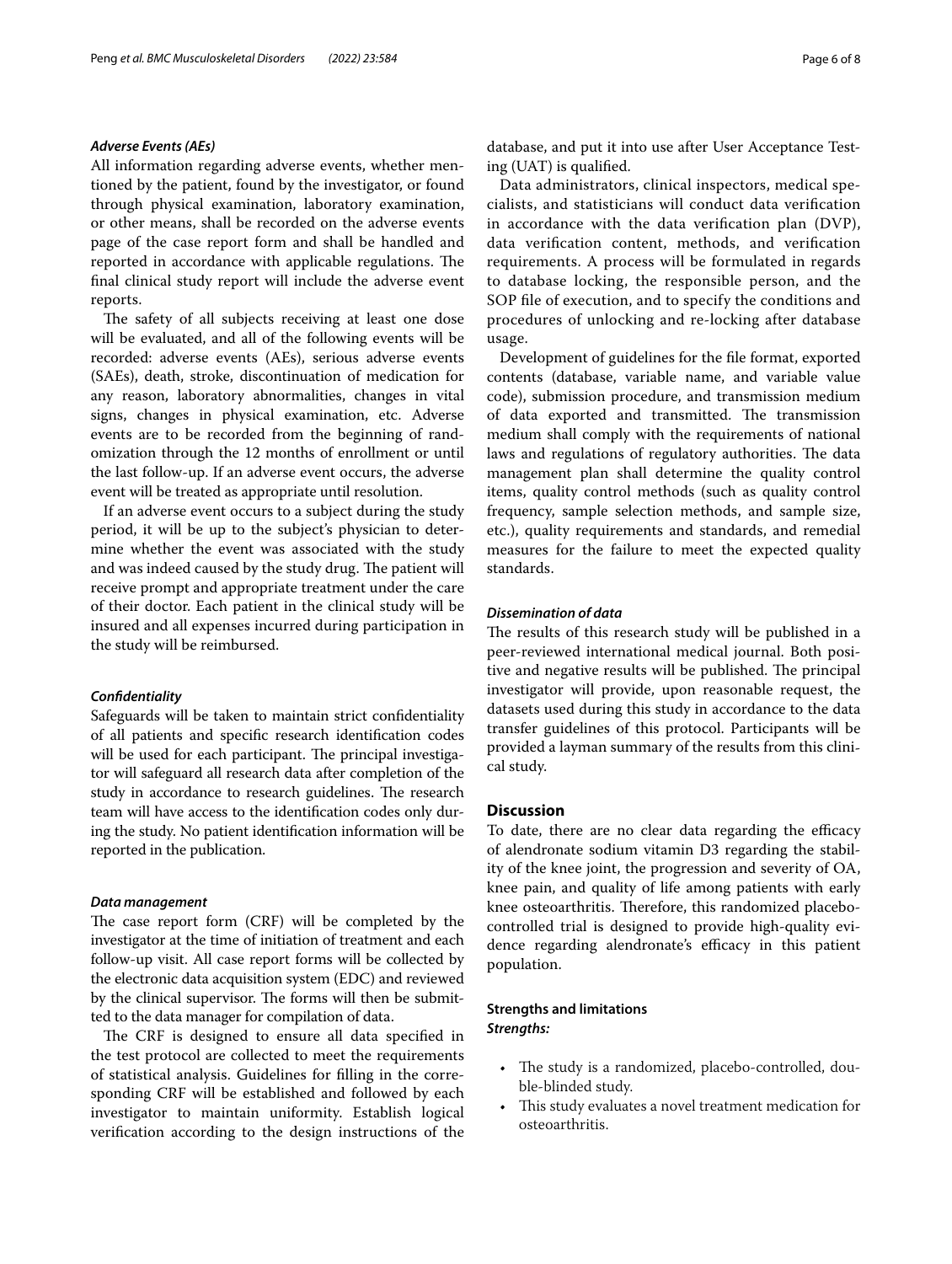### *Adverse Events (AEs)*

All information regarding adverse events, whether mentioned by the patient, found by the investigator, or found through physical examination, laboratory examination, or other means, shall be recorded on the adverse events page of the case report form and shall be handled and reported in accordance with applicable regulations. The final clinical study report will include the adverse event reports.

The safety of all subjects receiving at least one dose will be evaluated, and all of the following events will be recorded: adverse events (AEs), serious adverse events (SAEs), death, stroke, discontinuation of medication for any reason, laboratory abnormalities, changes in vital signs, changes in physical examination, etc. Adverse events are to be recorded from the beginning of randomization through the 12 months of enrollment or until the last follow-up. If an adverse event occurs, the adverse event will be treated as appropriate until resolution.

If an adverse event occurs to a subject during the study period, it will be up to the subject's physician to determine whether the event was associated with the study and was indeed caused by the study drug. The patient will receive prompt and appropriate treatment under the care of their doctor. Each patient in the clinical study will be insured and all expenses incurred during participation in the study will be reimbursed.

### *Confidentiality*

Safeguards will be taken to maintain strict confidentiality of all patients and specific research identification codes will be used for each participant. The principal investigator will safeguard all research data after completion of the study in accordance to research guidelines. The research team will have access to the identification codes only during the study. No patient identification information will be reported in the publication.

### *Data management*

The case report form (CRF) will be completed by the investigator at the time of initiation of treatment and each follow-up visit. All case report forms will be collected by the electronic data acquisition system (EDC) and reviewed by the clinical supervisor. The forms will then be submitted to the data manager for compilation of data.

The CRF is designed to ensure all data specified in the test protocol are collected to meet the requirements of statistical analysis. Guidelines for filling in the corresponding CRF will be established and followed by each investigator to maintain uniformity. Establish logical verification according to the design instructions of the database, and put it into use after User Acceptance Testing (UAT) is qualified.

Data administrators, clinical inspectors, medical specialists, and statisticians will conduct data verification in accordance with the data verification plan (DVP), data verification content, methods, and verification requirements. A process will be formulated in regards to database locking, the responsible person, and the SOP file of execution, and to specify the conditions and procedures of unlocking and re-locking after database usage.

Development of guidelines for the file format, exported contents (database, variable name, and variable value code), submission procedure, and transmission medium of data exported and transmitted. The transmission medium shall comply with the requirements of national laws and regulations of regulatory authorities. The data management plan shall determine the quality control items, quality control methods (such as quality control frequency, sample selection methods, and sample size, etc.), quality requirements and standards, and remedial measures for the failure to meet the expected quality standards.

### *Dissemination of data*

The results of this research study will be published in a peer-reviewed international medical journal. Both positive and negative results will be published. The principal investigator will provide, upon reasonable request, the datasets used during this study in accordance to the data transfer guidelines of this protocol. Participants will be provided a layman summary of the results from this clinical study.

## Discussion

To date, there are no clear data regarding the efficacy of alendronate sodium vitamin D3 regarding the stability of the knee joint, the progression and severity of OA, knee pain, and quality of life among patients with early knee osteoarthritis. Therefore, this randomized placebo-controlled trial is designed to provide high-quality evidence regarding alendronate's efficacy in this patient population.

### Strengths and limitations

*Strengths:*

- The study is a randomized, placebo-controlled, double-blinded study.
- This study evaluates a novel treatment medication for osteoarthritis.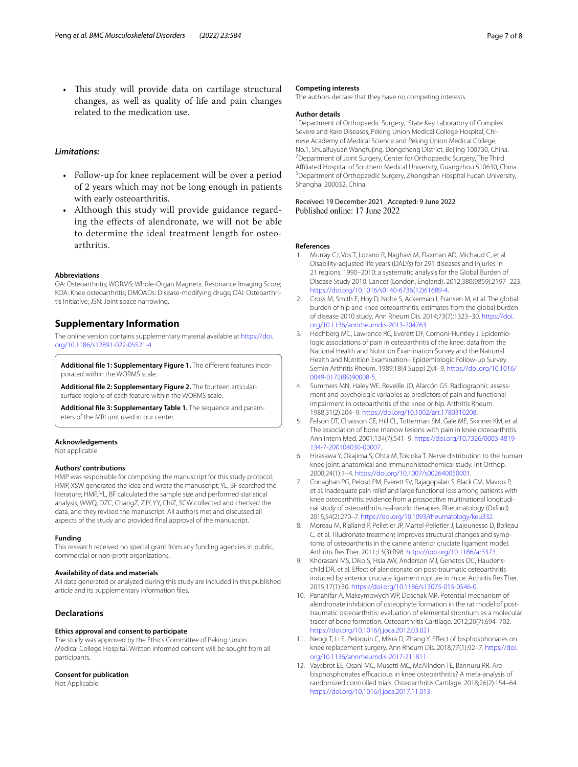- This study will provide data on cartilage structural changes, as well as quality of life and pain changes related to the medication use.

*Limitations:*

- Follow-up for knee replacement will be over a period of 2 years which may not be long enough in patients with early osteoarthritis.
- Although this study will provide guidance regarding the effects of alendronate, we will not be able to determine the ideal treatment length for osteoarthritis.

#### Abbreviations

OA: Osteoarthritis; WORMS: Whole-Organ Magnetic Resonance Imaging Score; KOA: Knee osteoarthritis; DMOADs: Disease-modifying drugs; OAI: Osteoarthritis Initiative; JSN: Joint space narrowing.

## Supplementary Information

The online version contains supplementary material available at https://doi.org/10.1186/s12891-022-05521-4.

**Additional file 1: Supplementary Figure 1.** The different features incorporated within the WORMS scale.

**Additional file 2: Supplementary Figure 2.** The fourteen articular-surface regions of each feature within the WORMS scale.

**Additional file 3: Supplementary Table 1.** The sequence and parameters of the MRI unit used in our center.

#### Acknowledgements

Not applicable

#### Authors' contributions

HMP was responsible for composing the manuscript for this study protocol. HMP, XSW generated the idea and wrote the manuscript; YL, BF searched the literature; HMP, YL, BF calculated the sample size and performed statistical analysis; WWQ, DZC, ChangZ, ZJY, YY, ChiZ, SCW collected and checked the data, and they revised the manuscript. All authors met and discussed all aspects of the study and provided final approval of the manuscript.

#### Funding

This research received no special grant from any funding agencies in public, commercial or non-profit organizations.

#### Availability of data and materials

All data generated or analyzed during this study are included in this published article and its supplementary information files.

## Declarations

#### Ethics approval and consent to participate

The study was approved by the Ethics Committee of Peking Union Medical College Hospital. Written informed consent will be sought from all participants.

#### Consent for publication

Not Applicable.

#### Competing interests

The authors declare that they have no competing interests.

#### Author details

[1]Department of Orthopaedic Surgery, State Key Laboratory of Complex Severe and Rare Diseases, Peking Union Medical College Hospital, Chinese Academy of Medical Science and Peking Union Medical College, No.1, Shuaifuyuan Wangfujing, Dongcheng District, Beijing 100730, China. [2]Department of Joint Surgery, Center for Orthopaedic Surgery, The Third Affiliated Hospital of Southern Medical University, Guangzhou 510630, China. [3]Department of Orthopaedic Surgery, Zhongshan Hospital Fudan University, Shanghai 200032, China.

Received: 19 December 2021 Accepted: 9 June 2022
Published online: 17 June 2022

#### References

1. Murray CJ, Vos T, Lozano R, Naghavi M, Flaxman AD, Michaud C, et al. Disability-adjusted life years (DALYs) for 291 diseases and injuries in 21 regions, 1990–2010: a systematic analysis for the Global Burden of Disease Study 2010. Lancet (London, England). 2012;380(9859):2197–223. https://doi.org/10.1016/s0140-6736(12)61689-4.
2. Cross M, Smith E, Hoy D, Nolte S, Ackerman I, Fransen M, et al. The global burden of hip and knee osteoarthritis: estimates from the global burden of disease 2010 study. Ann Rheum Dis. 2014;73(7):1323–30. https://doi.org/10.1136/annrheumdis-2013-204763.
3. Hochberg MC, Lawrence RC, Everett DF, Cornoni-Huntley J. Epidemiologic associations of pain in osteoarthritis of the knee: data from the National Health and Nutrition Examination Survey and the National Health and Nutrition Examination-I Epidemiologic Follow-up Survey. Semin Arthritis Rheum. 1989;18(4 Suppl 2):4–9. https://doi.org/10.1016/0049-0172(89)90008-5.
4. Summers MN, Haley WE, Reveille JD, Alarcón GS. Radiographic assessment and psychologic variables as predictors of pain and functional impairment in osteoarthritis of the knee or hip. Arthritis Rheum. 1988;31(2):204–9. https://doi.org/10.1002/art.1780310208.
5. Felson DT, Chaisson CE, Hill CL, Totterman SM, Gale ME, Skinner KM, et al. The association of bone marrow lesions with pain in knee osteoarthritis. Ann Intern Med. 2001;134(7):541–9. https://doi.org/10.7326/0003-4819-134-7-200104030-00007.
6. Hirasawa Y, Okajima S, Ohta M, Tokioka T. Nerve distribution to the human knee joint: anatomical and immunohistochemical study. Int Orthop. 2000;24(1):1–4. https://doi.org/10.1007/s002640050001.
7. Conaghan PG, Peloso PM, Everett SV, Rajagopalan S, Black CM, Mavros P, et al. Inadequate pain relief and large functional loss among patients with knee osteoarthritis: evidence from a prospective multinational longitudinal study of osteoarthritis real-world therapies. Rheumatology (Oxford). 2015;54(2):270–7. https://doi.org/10.1093/rheumatology/keu332.
8. Moreau M, Rialland P, Pelletier JP, Martel-Pelletier J, Lajeunesse D, Boileau C, et al. Tiludronate treatment improves structural changes and symptoms of osteoarthritis in the canine anterior cruciate ligament model. Arthritis Res Ther. 2011;13(3):R98. https://doi.org/10.1186/ar3373.
9. Khorasani MS, Diko S, Hsia AW, Anderson MJ, Genetos DC, Haudenschild DR, et al. Effect of alendronate on post-traumatic osteoarthritis induced by anterior cruciate ligament rupture in mice. Arthritis Res Ther. 2015;17(1):30. https://doi.org/10.1186/s13075-015-0546-0.
10. Panahifar A, Maksymowych WP, Doschak MR. Potential mechanism of alendronate inhibition of osteophyte formation in the rat model of post-traumatic osteoarthritis: evaluation of elemental strontium as a molecular tracer of bone formation. Osteoarthritis Cartilage. 2012;20(7):694–702. https://doi.org/10.1016/j.joca.2012.03.021.
11. Neogi T, Li S, Peloquin C, Misra D, Zhang Y. Effect of bisphosphonates on knee replacement surgery. Ann Rheum Dis. 2018;77(1):92–7. https://doi.org/10.1136/annrheumdis-2017-211811.
12. Vaysbrot EE, Osani MC, Musetti MC, McAlindon TE, Bannuru RR. Are bisphosphonates efficacious in knee osteoarthritis? A meta-analysis of randomized controlled trials. Osteoarthritis Cartilage. 2018;26(2):154–64. https://doi.org/10.1016/j.joca.2017.11.013.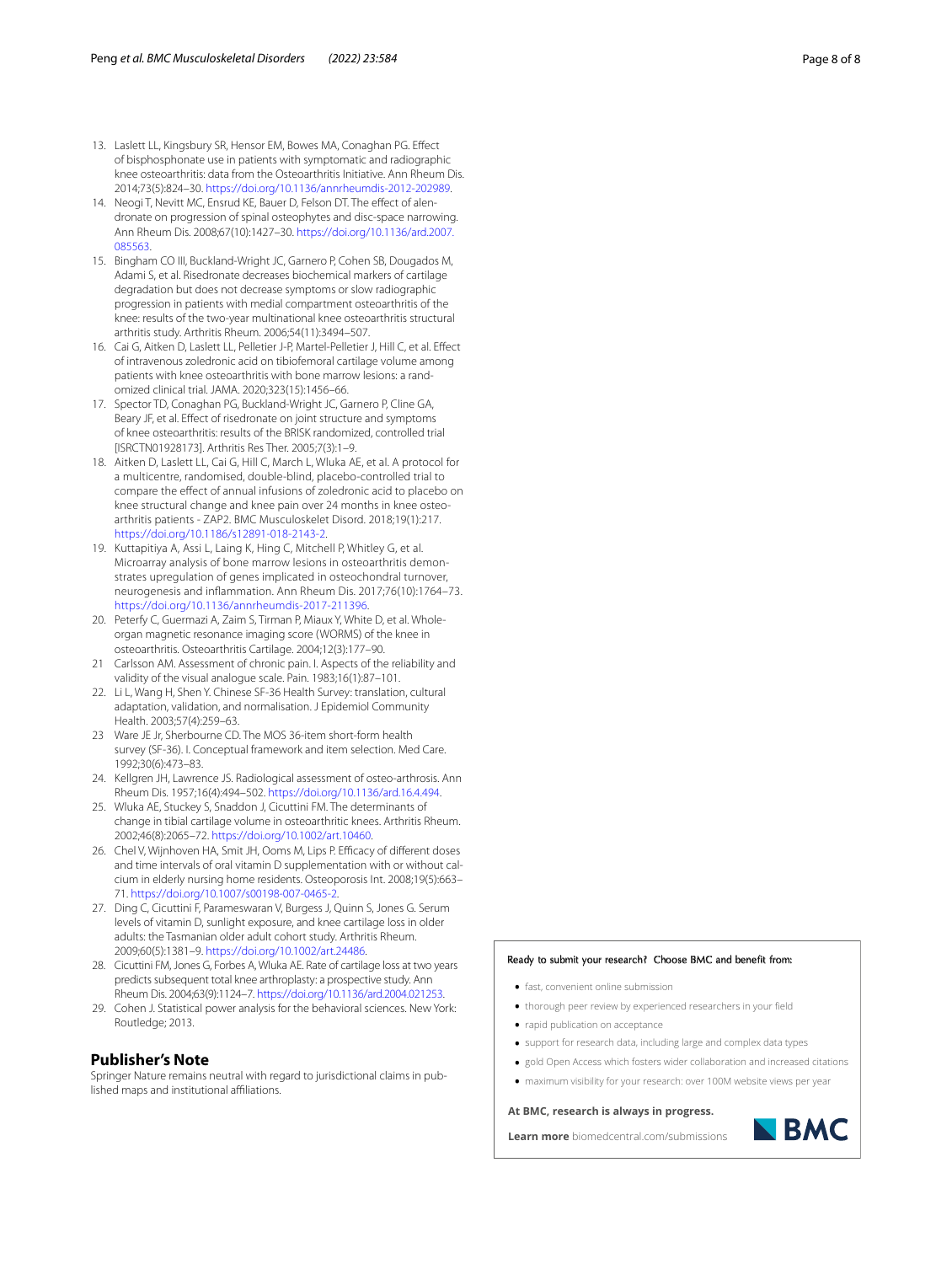13. Laslett LL, Kingsbury SR, Hensor EM, Bowes MA, Conaghan PG. Effect of bisphosphonate use in patients with symptomatic and radiographic knee osteoarthritis: data from the Osteoarthritis Initiative. Ann Rheum Dis. 2014;73(5):824–30. https://doi.org/10.1136/annrheumdis-2012-202989.
14. Neogi T, Nevitt MC, Ensrud KE, Bauer D, Felson DT. The effect of alendronate on progression of spinal osteophytes and disc-space narrowing. Ann Rheum Dis. 2008;67(10):1427–30. https://doi.org/10.1136/ard.2007.085563.
15. Bingham CO III, Buckland-Wright JC, Garnero P, Cohen SB, Dougados M, Adami S, et al. Risedronate decreases biochemical markers of cartilage degradation but does not decrease symptoms or slow radiographic progression in patients with medial compartment osteoarthritis of the knee: results of the two-year multinational knee osteoarthritis structural arthritis study. Arthritis Rheum. 2006;54(11):3494–507.
16. Cai G, Aitken D, Laslett LL, Pelletier J-P, Martel-Pelletier J, Hill C, et al. Effect of intravenous zoledronic acid on tibiofemoral cartilage volume among patients with knee osteoarthritis with bone marrow lesions: a randomized clinical trial. JAMA. 2020;323(15):1456–66.
17. Spector TD, Conaghan PG, Buckland-Wright JC, Garnero P, Cline GA, Beary JF, et al. Effect of risedronate on joint structure and symptoms of knee osteoarthritis: results of the BRISK randomized, controlled trial [ISRCTN01928173]. Arthritis Res Ther. 2005;7(3):1–9.
18. Aitken D, Laslett LL, Cai G, Hill C, March L, Wluka AE, et al. A protocol for a multicentre, randomised, double-blind, placebo-controlled trial to compare the effect of annual infusions of zoledronic acid to placebo on knee structural change and knee pain over 24 months in knee osteoarthritis patients - ZAP2. BMC Musculoskelet Disord. 2018;19(1):217. https://doi.org/10.1186/s12891-018-2143-2.
19. Kuttapitiya A, Assi L, Laing K, Hing C, Mitchell P, Whitley G, et al. Microarray analysis of bone marrow lesions in osteoarthritis demonstrates upregulation of genes implicated in osteochondral turnover, neurogenesis and inflammation. Ann Rheum Dis. 2017;76(10):1764–73. https://doi.org/10.1136/annrheumdis-2017-211396.
20. Peterfy C, Guermazi A, Zaim S, Tirman P, Miaux Y, White D, et al. Whole-organ magnetic resonance imaging score (WORMS) of the knee in osteoarthritis. Osteoarthritis Cartilage. 2004;12(3):177–90.
21. Carlsson AM. Assessment of chronic pain. I. Aspects of the reliability and validity of the visual analogue scale. Pain. 1983;16(1):87–101.
22. Li L, Wang H, Shen Y. Chinese SF-36 Health Survey: translation, cultural adaptation, validation, and normalisation. J Epidemiol Community Health. 2003;57(4):259–63.
23. Ware JE Jr, Sherbourne CD. The MOS 36-item short-form health survey (SF-36). I. Conceptual framework and item selection. Med Care. 1992;30(6):473–83.
24. Kellgren JH, Lawrence JS. Radiological assessment of osteo-arthrosis. Ann Rheum Dis. 1957;16(4):494–502. https://doi.org/10.1136/ard.16.4.494.
25. Wluka AE, Stuckey S, Snaddon J, Cicuttini FM. The determinants of change in tibial cartilage volume in osteoarthritic knees. Arthritis Rheum. 2002;46(8):2065–72. https://doi.org/10.1002/art.10460.
26. Chel V, Wijnhoven HA, Smit JH, Ooms M, Lips P. Efficacy of different doses and time intervals of oral vitamin D supplementation with or without calcium in elderly nursing home residents. Osteoporosis Int. 2008;19(5):663–71. https://doi.org/10.1007/s00198-007-0465-2.
27. Ding C, Cicuttini F, Parameswaran V, Burgess J, Quinn S, Jones G. Serum levels of vitamin D, sunlight exposure, and knee cartilage loss in older adults: the Tasmanian older adult cohort study. Arthritis Rheum. 2009;60(5):1381–9. https://doi.org/10.1002/art.24486.
28. Cicuttini FM, Jones G, Forbes A, Wluka AE. Rate of cartilage loss at two years predicts subsequent total knee arthroplasty: a prospective study. Ann Rheum Dis. 2004;63(9):1124–7. https://doi.org/10.1136/ard.2004.021253.
29. Cohen J. Statistical power analysis for the behavioral sciences. New York: Routledge; 2013.

## Publisher's Note

Springer Nature remains neutral with regard to jurisdictional claims in published maps and institutional affiliations.

Ready to submit your research? Choose BMC and benefit from:

- fast, convenient online submission
- thorough peer review by experienced researchers in your field
- rapid publication on acceptance
- support for research data, including large and complex data types
- gold Open Access which fosters wider collaboration and increased citations
- maximum visibility for your research: over 100M website views per year

**At BMC, research is always in progress.**

**Learn more** biomedcentral.com/submissions